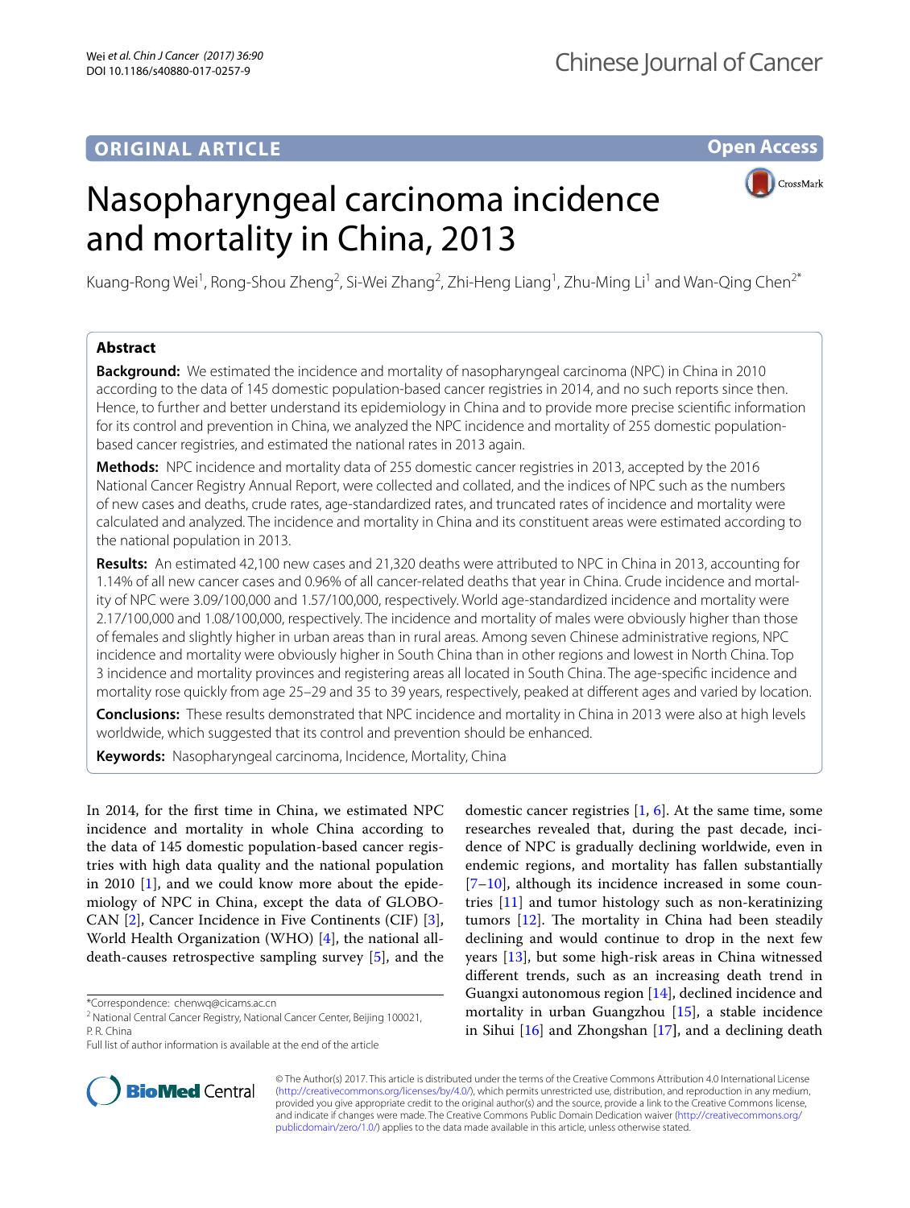ORIGINAL ARTICLE

Open Access

# Nasopharyngeal carcinoma incidence and mortality in China, 2013

Kuang-Rong Wei[1], Rong-Shou Zheng[2], Si-Wei Zhang[2], Zhi-Heng Liang[1], Zhu-Ming Li[1] and Wan-Qing Chen[2*]

## Abstract

**Background:** We estimated the incidence and mortality of nasopharyngeal carcinoma (NPC) in China in 2010 according to the data of 145 domestic population-based cancer registries in 2014, and no such reports since then. Hence, to further and better understand its epidemiology in China and to provide more precise scientific information for its control and prevention in China, we analyzed the NPC incidence and mortality of 255 domestic population-based cancer registries, and estimated the national rates in 2013 again.

**Methods:** NPC incidence and mortality data of 255 domestic cancer registries in 2013, accepted by the 2016 National Cancer Registry Annual Report, were collected and collated, and the indices of NPC such as the numbers of new cases and deaths, crude rates, age-standardized rates, and truncated rates of incidence and mortality were calculated and analyzed. The incidence and mortality in China and its constituent areas were estimated according to the national population in 2013.

**Results:** An estimated 42,100 new cases and 21,320 deaths were attributed to NPC in China in 2013, accounting for 1.14% of all new cancer cases and 0.96% of all cancer-related deaths that year in China. Crude incidence and mortality of NPC were 3.09/100,000 and 1.57/100,000, respectively. World age-standardized incidence and mortality were 2.17/100,000 and 1.08/100,000, respectively. The incidence and mortality of males were obviously higher than those of females and slightly higher in urban areas than in rural areas. Among seven Chinese administrative regions, NPC incidence and mortality were obviously higher in South China than in other regions and lowest in North China. Top 3 incidence and mortality provinces and registering areas all located in South China. The age-specific incidence and mortality rose quickly from age 25–29 and 35 to 39 years, respectively, peaked at different ages and varied by location.

**Conclusions:** These results demonstrated that NPC incidence and mortality in China in 2013 were also at high levels worldwide, which suggested that its control and prevention should be enhanced.

**Keywords:** Nasopharyngeal carcinoma, Incidence, Mortality, China

In 2014, for the first time in China, we estimated NPC incidence and mortality in whole China according to the data of 145 domestic population-based cancer registries with high data quality and the national population in 2010 [1], and we could know more about the epidemiology of NPC in China, except the data of GLOBOCAN [2], Cancer Incidence in Five Continents (CIF) [3], World Health Organization (WHO) [4], the national all-death-causes retrospective sampling survey [5], and the domestic cancer registries [1, 6]. At the same time, some researches revealed that, during the past decade, incidence of NPC is gradually declining worldwide, even in endemic regions, and mortality has fallen substantially [7–10], although its incidence increased in some countries [11] and tumor histology such as non-keratinizing tumors [12]. The mortality in China had been steadily declining and would continue to drop in the next few years [13], but some high-risk areas in China witnessed different trends, such as an increasing death trend in Guangxi autonomous region [14], declined incidence and mortality in urban Guangzhou [15], a stable incidence in Sihui [16] and Zhongshan [17], and a declining death

*Correspondence: chenwq@cicams.ac.cn
[2] National Central Cancer Registry, National Cancer Center, Beijing 100021, P. R. China
Full list of author information is available at the end of the article

© The Author(s) 2017. This article is distributed under the terms of the Creative Commons Attribution 4.0 International License (http://creativecommons.org/licenses/by/4.0/), which permits unrestricted use, distribution, and reproduction in any medium, provided you give appropriate credit to the original author(s) and the source, provide a link to the Creative Commons license, and indicate if changes were made. The Creative Commons Public Domain Dedication waiver (http://creativecommons.org/publicdomain/zero/1.0/) applies to the data made available in this article, unless otherwise stated.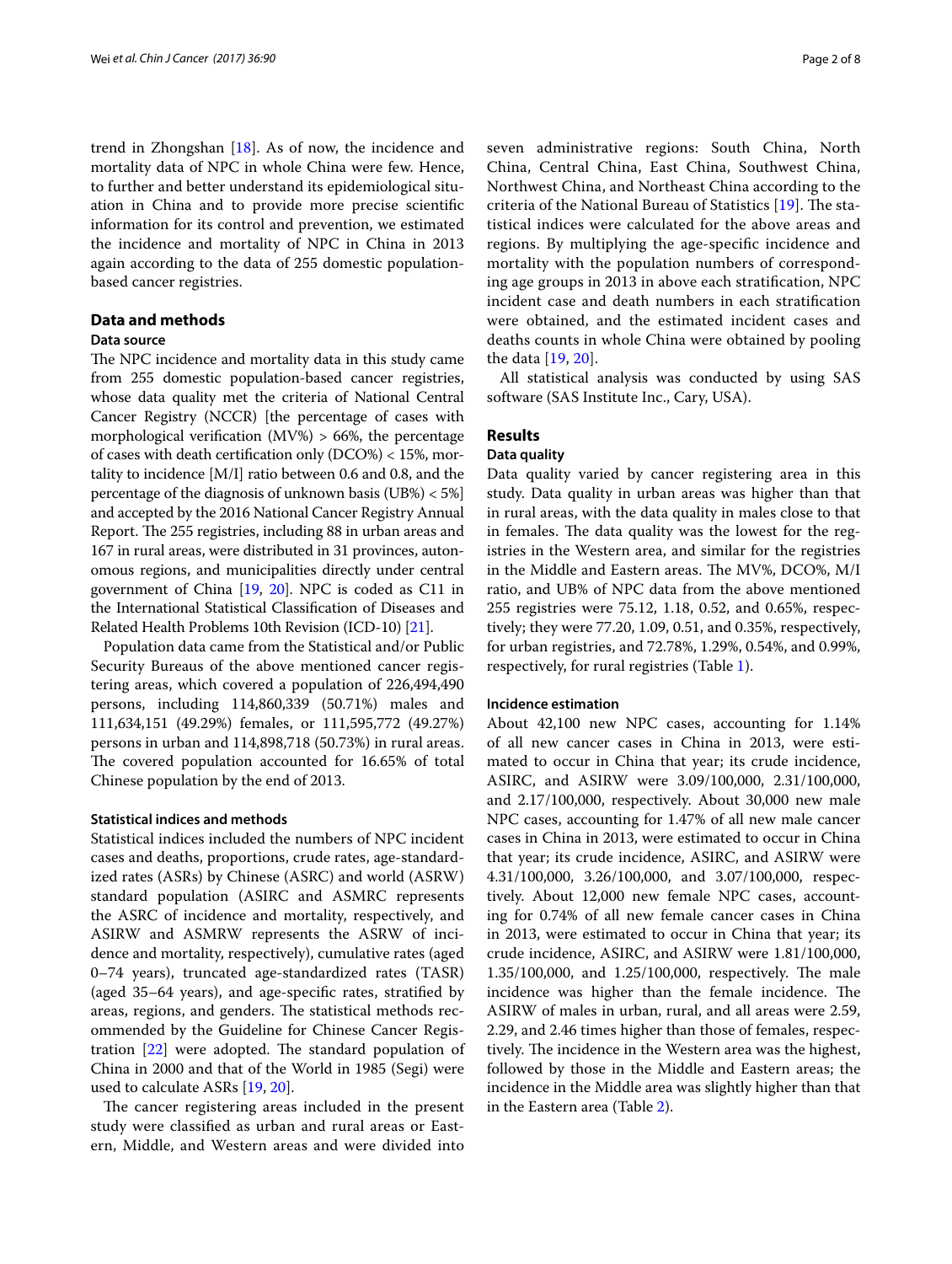trend in Zhongshan [18]. As of now, the incidence and mortality data of NPC in whole China were few. Hence, to further and better understand its epidemiological situation in China and to provide more precise scientific information for its control and prevention, we estimated the incidence and mortality of NPC in China in 2013 again according to the data of 255 domestic population-based cancer registries.

## Data and methods

### Data source

The NPC incidence and mortality data in this study came from 255 domestic population-based cancer registries, whose data quality met the criteria of National Central Cancer Registry (NCCR) [the percentage of cases with morphological verification (MV%) > 66%, the percentage of cases with death certification only (DCO%) < 15%, mortality to incidence [M/I] ratio between 0.6 and 0.8, and the percentage of the diagnosis of unknown basis (UB%) < 5%] and accepted by the 2016 National Cancer Registry Annual Report. The 255 registries, including 88 in urban areas and 167 in rural areas, were distributed in 31 provinces, autonomous regions, and municipalities directly under central government of China [19, 20]. NPC is coded as C11 in the International Statistical Classification of Diseases and Related Health Problems 10th Revision (ICD-10) [21].

Population data came from the Statistical and/or Public Security Bureaus of the above mentioned cancer registering areas, which covered a population of 226,494,490 persons, including 114,860,339 (50.71%) males and 111,634,151 (49.29%) females, or 111,595,772 (49.27%) persons in urban and 114,898,718 (50.73%) in rural areas. The covered population accounted for 16.65% of total Chinese population by the end of 2013.

### Statistical indices and methods

Statistical indices included the numbers of NPC incident cases and deaths, proportions, crude rates, age-standardized rates (ASRs) by Chinese (ASRC) and world (ASRW) standard population (ASIRC and ASMRC represents the ASRC of incidence and mortality, respectively, and ASIRW and ASMRW represents the ASRW of incidence and mortality, respectively), cumulative rates (aged 0–74 years), truncated age-standardized rates (TASR) (aged 35–64 years), and age-specific rates, stratified by areas, regions, and genders. The statistical methods recommended by the Guideline for Chinese Cancer Registration [22] were adopted. The standard population of China in 2000 and that of the World in 1985 (Segi) were used to calculate ASRs [19, 20].

The cancer registering areas included in the present study were classified as urban and rural areas or Eastern, Middle, and Western areas and were divided into seven administrative regions: South China, North China, Central China, East China, Southwest China, Northwest China, and Northeast China according to the criteria of the National Bureau of Statistics [19]. The statistical indices were calculated for the above areas and regions. By multiplying the age-specific incidence and mortality with the population numbers of corresponding age groups in 2013 in above each stratification, NPC incident case and death numbers in each stratification were obtained, and the estimated incident cases and deaths counts in whole China were obtained by pooling the data [19, 20].

All statistical analysis was conducted by using SAS software (SAS Institute Inc., Cary, USA).

## Results

### Data quality

Data quality varied by cancer registering area in this study. Data quality in urban areas was higher than that in rural areas, with the data quality in males close to that in females. The data quality was the lowest for the registries in the Western area, and similar for the registries in the Middle and Eastern areas. The MV%, DCO%, M/I ratio, and UB% of NPC data from the above mentioned 255 registries were 75.12, 1.18, 0.52, and 0.65%, respectively; they were 77.20, 1.09, 0.51, and 0.35%, respectively, for urban registries, and 72.78%, 1.29%, 0.54%, and 0.99%, respectively, for rural registries (Table 1).

### Incidence estimation

About 42,100 new NPC cases, accounting for 1.14% of all new cancer cases in China in 2013, were estimated to occur in China that year; its crude incidence, ASIRC, and ASIRW were 3.09/100,000, 2.31/100,000, and 2.17/100,000, respectively. About 30,000 new male NPC cases, accounting for 1.47% of all new male cancer cases in China in 2013, were estimated to occur in China that year; its crude incidence, ASIRC, and ASIRW were 4.31/100,000, 3.26/100,000, and 3.07/100,000, respectively. About 12,000 new female NPC cases, accounting for 0.74% of all new female cancer cases in China in 2013, were estimated to occur in China that year; its crude incidence, ASIRC, and ASIRW were 1.81/100,000, 1.35/100,000, and 1.25/100,000, respectively. The male incidence was higher than the female incidence. The ASIRW of males in urban, rural, and all areas were 2.59, 2.29, and 2.46 times higher than those of females, respectively. The incidence in the Western area was the highest, followed by those in the Middle and Eastern areas; the incidence in the Middle area was slightly higher than that in the Eastern area (Table 2).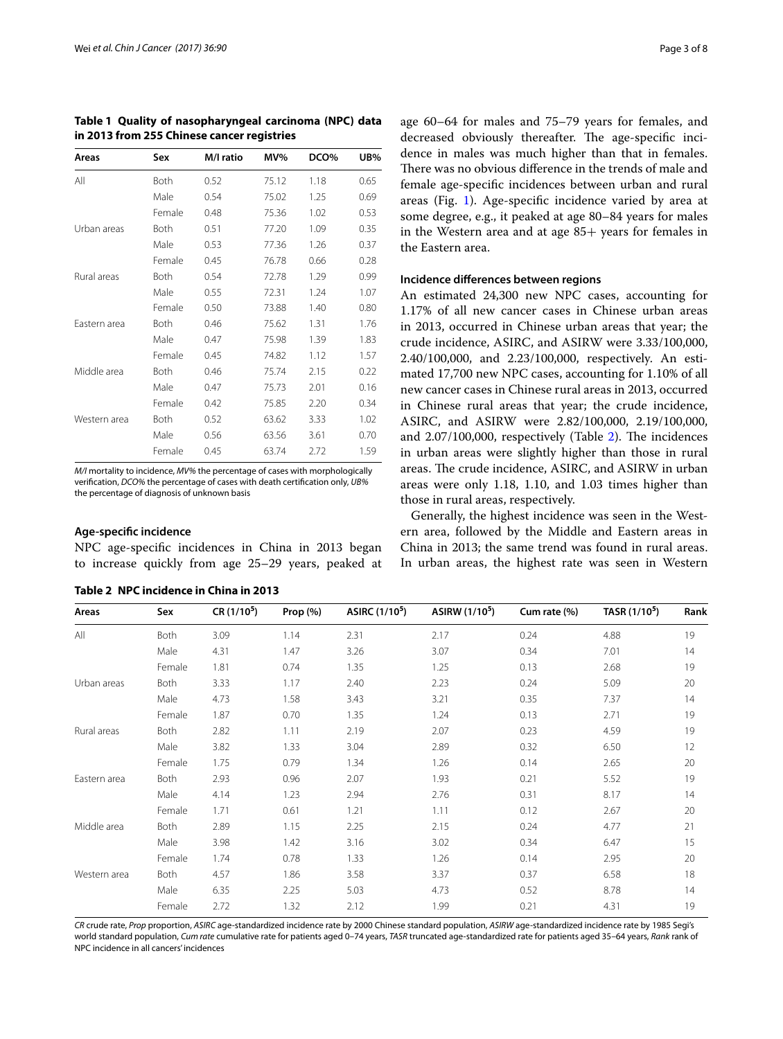**Table 1 Quality of nasopharyngeal carcinoma (NPC) data in 2013 from 255 Chinese cancer registries**

| Areas | Sex | M/I ratio | MV% | DCO% | UB% |
|---|---|---|---|---|---|
| All | Both | 0.52 | 75.12 | 1.18 | 0.65 |
| | Male | 0.54 | 75.02 | 1.25 | 0.69 |
| | Female | 0.48 | 75.36 | 1.02 | 0.53 |
| Urban areas | Both | 0.51 | 77.20 | 1.09 | 0.35 |
| | Male | 0.53 | 77.36 | 1.26 | 0.37 |
| | Female | 0.45 | 76.78 | 0.66 | 0.28 |
| Rural areas | Both | 0.54 | 72.78 | 1.29 | 0.99 |
| | Male | 0.55 | 72.31 | 1.24 | 1.07 |
| | Female | 0.50 | 73.88 | 1.40 | 0.80 |
| Eastern area | Both | 0.46 | 75.62 | 1.31 | 1.76 |
| | Male | 0.47 | 75.98 | 1.39 | 1.83 |
| | Female | 0.45 | 74.82 | 1.12 | 1.57 |
| Middle area | Both | 0.46 | 75.74 | 2.15 | 0.22 |
| | Male | 0.47 | 75.73 | 2.01 | 0.16 |
| | Female | 0.42 | 75.85 | 2.20 | 0.34 |
| Western area | Both | 0.52 | 63.62 | 3.33 | 1.02 |
| | Male | 0.56 | 63.56 | 3.61 | 0.70 |
| | Female | 0.45 | 63.74 | 2.72 | 1.59 |

*M/I* mortality to incidence, *MV%* the percentage of cases with morphologically verification, *DCO%* the percentage of cases with death certification only, *UB%* the percentage of diagnosis of unknown basis

### Age-specific incidence

NPC age-specific incidences in China in 2013 began to increase quickly from age 25–29 years, peaked at age 60–64 for males and 75–79 years for females, and decreased obviously thereafter. The age-specific incidence in males was much higher than that in females. There was no obvious difference in the trends of male and female age-specific incidences between urban and rural areas (Fig. 1). Age-specific incidence varied by area at some degree, e.g., it peaked at age 80–84 years for males in the Western area and at age 85+ years for females in the Eastern area.

### Incidence differences between regions

An estimated 24,300 new NPC cases, accounting for 1.17% of all new cancer cases in Chinese urban areas in 2013, occurred in Chinese urban areas that year; the crude incidence, ASIRC, and ASIRW were 3.33/100,000, 2.40/100,000, and 2.23/100,000, respectively. An estimated 17,700 new NPC cases, accounting for 1.10% of all new cancer cases in Chinese rural areas in 2013, occurred in Chinese rural areas that year; the crude incidence, ASIRC, and ASIRW were 2.82/100,000, 2.19/100,000, and 2.07/100,000, respectively (Table 2). The incidences in urban areas were slightly higher than those in rural areas. The crude incidence, ASIRC, and ASIRW in urban areas were only 1.18, 1.10, and 1.03 times higher than those in rural areas, respectively.

Generally, the highest incidence was seen in the Western area, followed by the Middle and Eastern areas in China in 2013; the same trend was found in rural areas. In urban areas, the highest rate was seen in Western

**Table 2 NPC incidence in China in 2013**

| Areas | Sex | CR ($1/10^5$) | Prop (%) | ASIRC ($1/10^5$) | ASIRW ($1/10^5$) | Cum rate (%) | TASR ($1/10^5$) | Rank |
|---|---|---|---|---|---|---|---|---|
| All | Both | 3.09 | 1.14 | 2.31 | 2.17 | 0.24 | 4.88 | 19 |
| | Male | 4.31 | 1.47 | 3.26 | 3.07 | 0.34 | 7.01 | 14 |
| | Female | 1.81 | 0.74 | 1.35 | 1.25 | 0.13 | 2.68 | 19 |
| Urban areas | Both | 3.33 | 1.17 | 2.40 | 2.23 | 0.24 | 5.09 | 20 |
| | Male | 4.73 | 1.58 | 3.43 | 3.21 | 0.35 | 7.37 | 14 |
| | Female | 1.87 | 0.70 | 1.35 | 1.24 | 0.13 | 2.71 | 19 |
| Rural areas | Both | 2.82 | 1.11 | 2.19 | 2.07 | 0.23 | 4.59 | 19 |
| | Male | 3.82 | 1.33 | 3.04 | 2.89 | 0.32 | 6.50 | 12 |
| | Female | 1.75 | 0.79 | 1.34 | 1.26 | 0.14 | 2.65 | 20 |
| Eastern area | Both | 2.93 | 0.96 | 2.07 | 1.93 | 0.21 | 5.52 | 19 |
| | Male | 4.14 | 1.23 | 2.94 | 2.76 | 0.31 | 8.17 | 14 |
| | Female | 1.71 | 0.61 | 1.21 | 1.11 | 0.12 | 2.67 | 20 |
| Middle area | Both | 2.89 | 1.15 | 2.25 | 2.15 | 0.24 | 4.77 | 21 |
| | Male | 3.98 | 1.42 | 3.16 | 3.02 | 0.34 | 6.47 | 15 |
| | Female | 1.74 | 0.78 | 1.33 | 1.26 | 0.14 | 2.95 | 20 |
| Western area | Both | 4.57 | 1.86 | 3.58 | 3.37 | 0.37 | 6.58 | 18 |
| | Male | 6.35 | 2.25 | 5.03 | 4.73 | 0.52 | 8.78 | 14 |
| | Female | 2.72 | 1.32 | 2.12 | 1.99 | 0.21 | 4.31 | 19 |

*CR* crude rate, *Prop* proportion, *ASIRC* age-standardized incidence rate by 2000 Chinese standard population, *ASIRW* age-standardized incidence rate by 1985 Segi's world standard population, *Cum rate* cumulative rate for patients aged 0–74 years, *TASR* truncated age-standardized rate for patients aged 35–64 years, *Rank* rank of NPC incidence in all cancers' incidences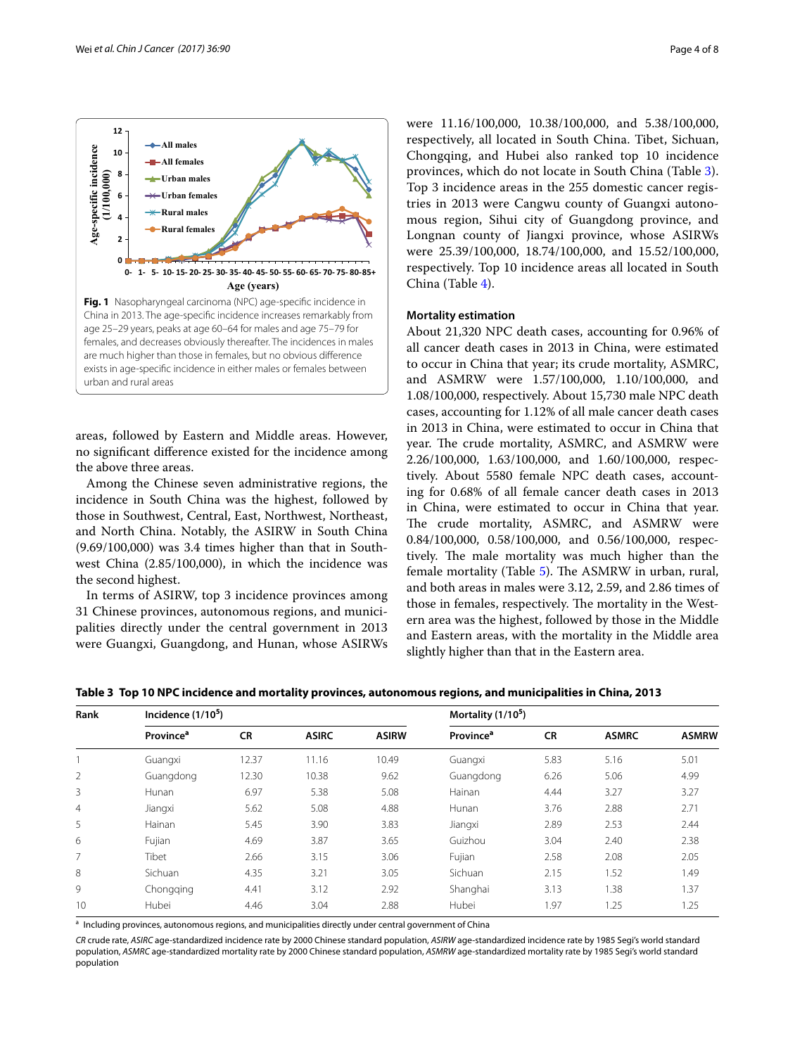**Fig. 1** Nasopharyngeal carcinoma (NPC) age-specific incidence in China in 2013. The age-specific incidence increases remarkably from age 25–29 years, peaks at age 60–64 for males and age 75–79 for females, and decreases obviously thereafter. The incidences in males are much higher than those in females, but no obvious difference exists in age-specific incidence in either males or females between urban and rural areas

areas, followed by Eastern and Middle areas. However, no significant difference existed for the incidence among the above three areas.

Among the Chinese seven administrative regions, the incidence in South China was the highest, followed by those in Southwest, Central, East, Northwest, Northeast, and North China. Notably, the ASIRW in South China (9.69/100,000) was 3.4 times higher than that in Southwest China (2.85/100,000), in which the incidence was the second highest.

In terms of ASIRW, top 3 incidence provinces among 31 Chinese provinces, autonomous regions, and municipalities directly under the central government in 2013 were Guangxi, Guangdong, and Hunan, whose ASIRWs were 11.16/100,000, 10.38/100,000, and 5.38/100,000, respectively, all located in South China. Tibet, Sichuan, Chongqing, and Hubei also ranked top 10 incidence provinces, which do not locate in South China (Table 3). Top 3 incidence areas in the 255 domestic cancer registries in 2013 were Cangwu county of Guangxi autonomous region, Sihui city of Guangdong province, and Longnan county of Jiangxi province, whose ASIRWs were 25.39/100,000, 18.74/100,000, and 15.52/100,000, respectively. Top 10 incidence areas all located in South China (Table 4).

#### Mortality estimation

About 21,320 NPC death cases, accounting for 0.96% of all cancer death cases in 2013 in China, were estimated to occur in China that year; its crude mortality, ASMRC, and ASMRW were 1.57/100,000, 1.10/100,000, and 1.08/100,000, respectively. About 15,730 male NPC death cases, accounting for 1.12% of all male cancer death cases in 2013 in China, were estimated to occur in China that year. The crude mortality, ASMRC, and ASMRW were 2.26/100,000, 1.63/100,000, and 1.60/100,000, respectively. About 5580 female NPC death cases, accounting for 0.68% of all female cancer death cases in 2013 in China, were estimated to occur in China that year. The crude mortality, ASMRC, and ASMRW were 0.84/100,000, 0.58/100,000, and 0.56/100,000, respectively. The male mortality was much higher than the female mortality (Table 5). The ASMRW in urban, rural, and both areas in males were 3.12, 2.59, and 2.86 times of those in females, respectively. The mortality in the Western area was the highest, followed by those in the Middle and Eastern areas, with the mortality in the Middle area slightly higher than that in the Eastern area.

**Table 3 Top 10 NPC incidence and mortality provinces, autonomous regions, and municipalities in China, 2013**

| Rank | Incidence ($1/10^5$) | | | | Mortality ($1/10^5$) | | | |
|---|---|---|---|---|---|---|---|---|
| | Province[a] | CR | ASIRC | ASIRW | Province[a] | CR | ASMRC | ASMRW |
| 1 | Guangxi | 12.37 | 11.16 | 10.49 | Guangxi | 5.83 | 5.16 | 5.01 |
| 2 | Guangdong | 12.30 | 10.38 | 9.62 | Guangdong | 6.26 | 5.06 | 4.99 |
| 3 | Hunan | 6.97 | 5.38 | 5.08 | Hainan | 4.44 | 3.27 | 3.27 |
| 4 | Jiangxi | 5.62 | 5.08 | 4.88 | Hunan | 3.76 | 2.88 | 2.71 |
| 5 | Hainan | 5.45 | 3.90 | 3.83 | Jiangxi | 2.89 | 2.53 | 2.44 |
| 6 | Fujian | 4.69 | 3.87 | 3.65 | Guizhou | 3.04 | 2.40 | 2.38 |
| 7 | Tibet | 2.66 | 3.15 | 3.06 | Fujian | 2.58 | 2.08 | 2.05 |
| 8 | Sichuan | 4.35 | 3.21 | 3.05 | Sichuan | 2.15 | 1.52 | 1.49 |
| 9 | Chongqing | 4.41 | 3.12 | 2.92 | Shanghai | 3.13 | 1.38 | 1.37 |
| 10 | Hubei | 4.46 | 3.04 | 2.88 | Hubei | 1.97 | 1.25 | 1.25 |

[a] Including provinces, autonomous regions, and municipalities directly under central government of China

*CR* crude rate, *ASIRC* age-standardized incidence rate by 2000 Chinese standard population, *ASIRW* age-standardized incidence rate by 1985 Segi's world standard population, *ASMRC* age-standardized mortality rate by 2000 Chinese standard population, *ASMRW* age-standardized mortality rate by 1985 Segi's world standard population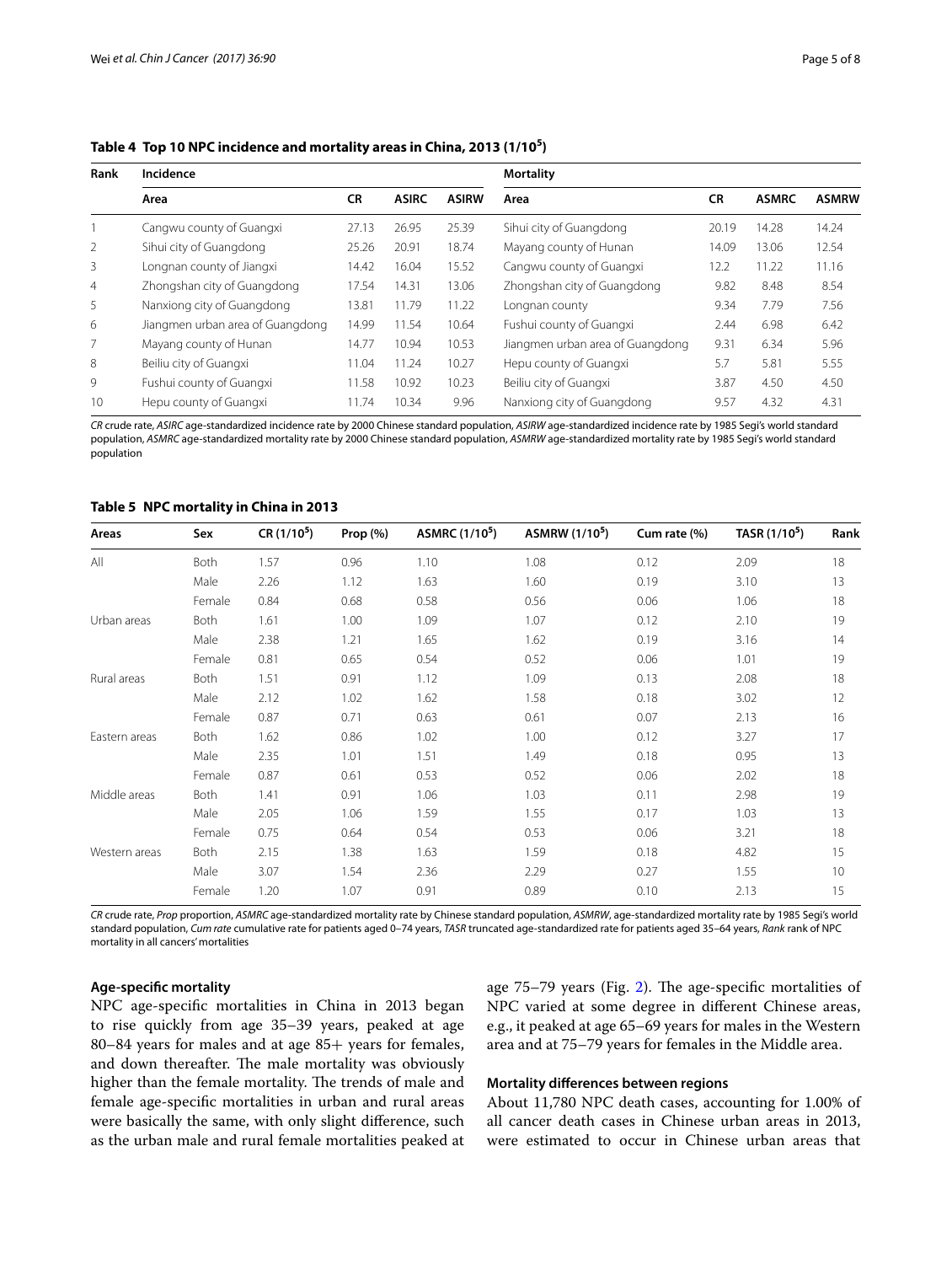**Table 4 Top 10 NPC incidence and mortality areas in China, 2013 ($1/10^5$)**

| Rank | Incidence | | | | Mortality | | | |
|---|---|---|---|---|---|---|---|---|
| | Area | CR | ASIRC | ASIRW | Area | CR | ASMRC | ASMRW |
| 1 | Cangwu county of Guangxi | 27.13 | 26.95 | 25.39 | Sihui city of Guangdong | 20.19 | 14.28 | 14.24 |
| 2 | Sihui city of Guangdong | 25.26 | 20.91 | 18.74 | Mayang county of Hunan | 14.09 | 13.06 | 12.54 |
| 3 | Longnan county of Jiangxi | 14.42 | 16.04 | 15.52 | Cangwu county of Guangxi | 12.2 | 11.22 | 11.16 |
| 4 | Zhongshan city of Guangdong | 17.54 | 14.31 | 13.06 | Zhongshan city of Guangdong | 9.82 | 8.48 | 8.54 |
| 5 | Nanxiong city of Guangdong | 13.81 | 11.79 | 11.22 | Longnan county | 9.34 | 7.79 | 7.56 |
| 6 | Jiangmen urban area of Guangdong | 14.99 | 11.54 | 10.64 | Fushui county of Guangxi | 2.44 | 6.98 | 6.42 |
| 7 | Mayang county of Hunan | 14.77 | 10.94 | 10.53 | Jiangmen urban area of Guangdong | 9.31 | 6.34 | 5.96 |
| 8 | Beiliu city of Guangxi | 11.04 | 11.24 | 10.27 | Hepu county of Guangxi | 5.7 | 5.81 | 5.55 |
| 9 | Fushui county of Guangxi | 11.58 | 10.92 | 10.23 | Beiliu city of Guangxi | 3.87 | 4.50 | 4.50 |
| 10 | Hepu county of Guangxi | 11.74 | 10.34 | 9.96 | Nanxiong city of Guangdong | 9.57 | 4.32 | 4.31 |

*CR* crude rate, *ASIRC* age-standardized incidence rate by 2000 Chinese standard population, *ASIRW* age-standardized incidence rate by 1985 Segi's world standard population, *ASMRC* age-standardized mortality rate by 2000 Chinese standard population, *ASMRW* age-standardized mortality rate by 1985 Segi's world standard population

**Table 5 NPC mortality in China in 2013**

| Areas | Sex | CR ($1/10^5$) | Prop (%) | ASMRC ($1/10^5$) | ASMRW ($1/10^5$) | Cum rate (%) | TASR ($1/10^5$) | Rank |
|---|---|---|---|---|---|---|---|---|
| All | Both | 1.57 | 0.96 | 1.10 | 1.08 | 0.12 | 2.09 | 18 |
| | Male | 2.26 | 1.12 | 1.63 | 1.60 | 0.19 | 3.10 | 13 |
| | Female | 0.84 | 0.68 | 0.58 | 0.56 | 0.06 | 1.06 | 18 |
| Urban areas | Both | 1.61 | 1.00 | 1.09 | 1.07 | 0.12 | 2.10 | 19 |
| | Male | 2.38 | 1.21 | 1.65 | 1.62 | 0.19 | 3.16 | 14 |
| | Female | 0.81 | 0.65 | 0.54 | 0.52 | 0.06 | 1.01 | 19 |
| Rural areas | Both | 1.51 | 0.91 | 1.12 | 1.09 | 0.13 | 2.08 | 18 |
| | Male | 2.12 | 1.02 | 1.62 | 1.58 | 0.18 | 3.02 | 12 |
| | Female | 0.87 | 0.71 | 0.63 | 0.61 | 0.07 | 2.13 | 16 |
| Eastern areas | Both | 1.62 | 0.86 | 1.02 | 1.00 | 0.12 | 3.27 | 17 |
| | Male | 2.35 | 1.01 | 1.51 | 1.49 | 0.18 | 0.95 | 13 |
| | Female | 0.87 | 0.61 | 0.53 | 0.52 | 0.06 | 2.02 | 18 |
| Middle areas | Both | 1.41 | 0.91 | 1.06 | 1.03 | 0.11 | 2.98 | 19 |
| | Male | 2.05 | 1.06 | 1.59 | 1.55 | 0.17 | 1.03 | 13 |
| | Female | 0.75 | 0.64 | 0.54 | 0.53 | 0.06 | 3.21 | 18 |
| Western areas | Both | 2.15 | 1.38 | 1.63 | 1.59 | 0.18 | 4.82 | 15 |
| | Male | 3.07 | 1.54 | 2.36 | 2.29 | 0.27 | 1.55 | 10 |
| | Female | 1.20 | 1.07 | 0.91 | 0.89 | 0.10 | 2.13 | 15 |

*CR* crude rate, *Prop* proportion, *ASMRC* age-standardized mortality rate by Chinese standard population, *ASMRW*, age-standardized mortality rate by 1985 Segi's world standard population, *Cum rate* cumulative rate for patients aged 0–74 years, *TASR* truncated age-standardized rate for patients aged 35–64 years, *Rank* rank of NPC mortality in all cancers' mortalities

### Age-specific mortality

NPC age-specific mortalities in China in 2013 began to rise quickly from age 35–39 years, peaked at age 80–84 years for males and at age 85+ years for females, and down thereafter. The male mortality was obviously higher than the female mortality. The trends of male and female age-specific mortalities in urban and rural areas were basically the same, with only slight difference, such as the urban male and rural female mortalities peaked at age 75–79 years (Fig. 2). The age-specific mortalities of NPC varied at some degree in different Chinese areas, e.g., it peaked at age 65–69 years for males in the Western area and at 75–79 years for females in the Middle area.

### Mortality differences between regions

About 11,780 NPC death cases, accounting for 1.00% of all cancer death cases in Chinese urban areas in 2013, were estimated to occur in Chinese urban areas that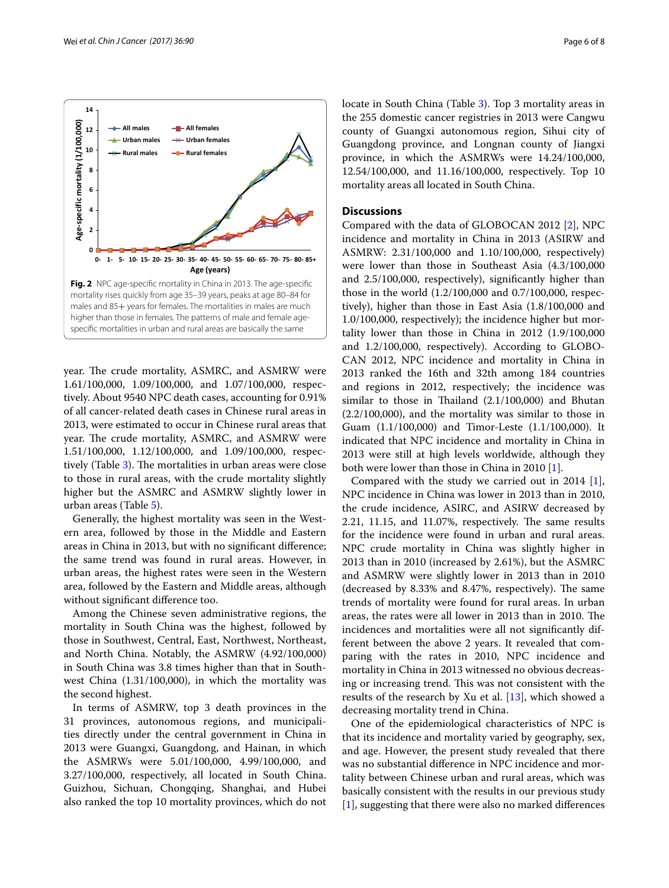**Fig. 2** NPC age-specific mortality in China in 2013. The age-specific mortality rises quickly from age 35–39 years, peaks at age 80–84 for males and 85+ years for females. The mortalities in males are much higher than those in females. The patterns of male and female age-specific mortalities in urban and rural areas are basically the same

year. The crude mortality, ASMRC, and ASMRW were 1.61/100,000, 1.09/100,000, and 1.07/100,000, respectively. About 9540 NPC death cases, accounting for 0.91% of all cancer-related death cases in Chinese rural areas in 2013, were estimated to occur in Chinese rural areas that year. The crude mortality, ASMRC, and ASMRW were 1.51/100,000, 1.12/100,000, and 1.09/100,000, respectively (Table 3). The mortalities in urban areas were close to those in rural areas, with the crude mortality slightly higher but the ASMRC and ASMRW slightly lower in urban areas (Table 5).

Generally, the highest mortality was seen in the Western area, followed by those in the Middle and Eastern areas in China in 2013, but with no significant difference; the same trend was found in rural areas. However, in urban areas, the highest rates were seen in the Western area, followed by the Eastern and Middle areas, although without significant difference too.

Among the Chinese seven administrative regions, the mortality in South China was the highest, followed by those in Southwest, Central, East, Northwest, Northeast, and North China. Notably, the ASMRW (4.92/100,000) in South China was 3.8 times higher than that in Southwest China (1.31/100,000), in which the mortality was the second highest.

In terms of ASMRW, top 3 death provinces in the 31 provinces, autonomous regions, and municipalities directly under the central government in China in 2013 were Guangxi, Guangdong, and Hainan, in which the ASMRWs were 5.01/100,000, 4.99/100,000, and 3.27/100,000, respectively, all located in South China. Guizhou, Sichuan, Chongqing, Shanghai, and Hubei also ranked the top 10 mortality provinces, which do not locate in South China (Table 3). Top 3 mortality areas in the 255 domestic cancer registries in 2013 were Cangwu county of Guangxi autonomous region, Sihui city of Guangdong province, and Longnan county of Jiangxi province, in which the ASMRWs were 14.24/100,000, 12.54/100,000, and 11.16/100,000, respectively. Top 10 mortality areas all located in South China.

## Discussions

Compared with the data of GLOBOCAN 2012 [2], NPC incidence and mortality in China in 2013 (ASIRW and ASMRW: 2.31/100,000 and 1.10/100,000, respectively) were lower than those in Southeast Asia (4.3/100,000 and 2.5/100,000, respectively), significantly higher than those in the world (1.2/100,000 and 0.7/100,000, respectively), higher than those in East Asia (1.8/100,000 and 1.0/100,000, respectively); the incidence higher but mortality lower than those in China in 2012 (1.9/100,000 and 1.2/100,000, respectively). According to GLOBOCAN 2012, NPC incidence and mortality in China in 2013 ranked the 16th and 32th among 184 countries and regions in 2012, respectively; the incidence was similar to those in Thailand (2.1/100,000) and Bhutan (2.2/100,000), and the mortality was similar to those in Guam (1.1/100,000) and Timor-Leste (1.1/100,000). It indicated that NPC incidence and mortality in China in 2013 were still at high levels worldwide, although they both were lower than those in China in 2010 [1].

Compared with the study we carried out in 2014 [1], NPC incidence in China was lower in 2013 than in 2010, the crude incidence, ASIRC, and ASIRW decreased by 2.21, 11.15, and 11.07%, respectively. The same results for the incidence were found in urban and rural areas. NPC crude mortality in China was slightly higher in 2013 than in 2010 (increased by 2.61%), but the ASMRC and ASMRW were slightly lower in 2013 than in 2010 (decreased by 8.33% and 8.47%, respectively). The same trends of mortality were found for rural areas. In urban areas, the rates were all lower in 2013 than in 2010. The incidences and mortalities were all not significantly different between the above 2 years. It revealed that comparing with the rates in 2010, NPC incidence and mortality in China in 2013 witnessed no obvious decreasing or increasing trend. This was not consistent with the results of the research by Xu et al. [13], which showed a decreasing mortality trend in China.

One of the epidemiological characteristics of NPC is that its incidence and mortality varied by geography, sex, and age. However, the present study revealed that there was no substantial difference in NPC incidence and mortality between Chinese urban and rural areas, which was basically consistent with the results in our previous study [1], suggesting that there were also no marked differences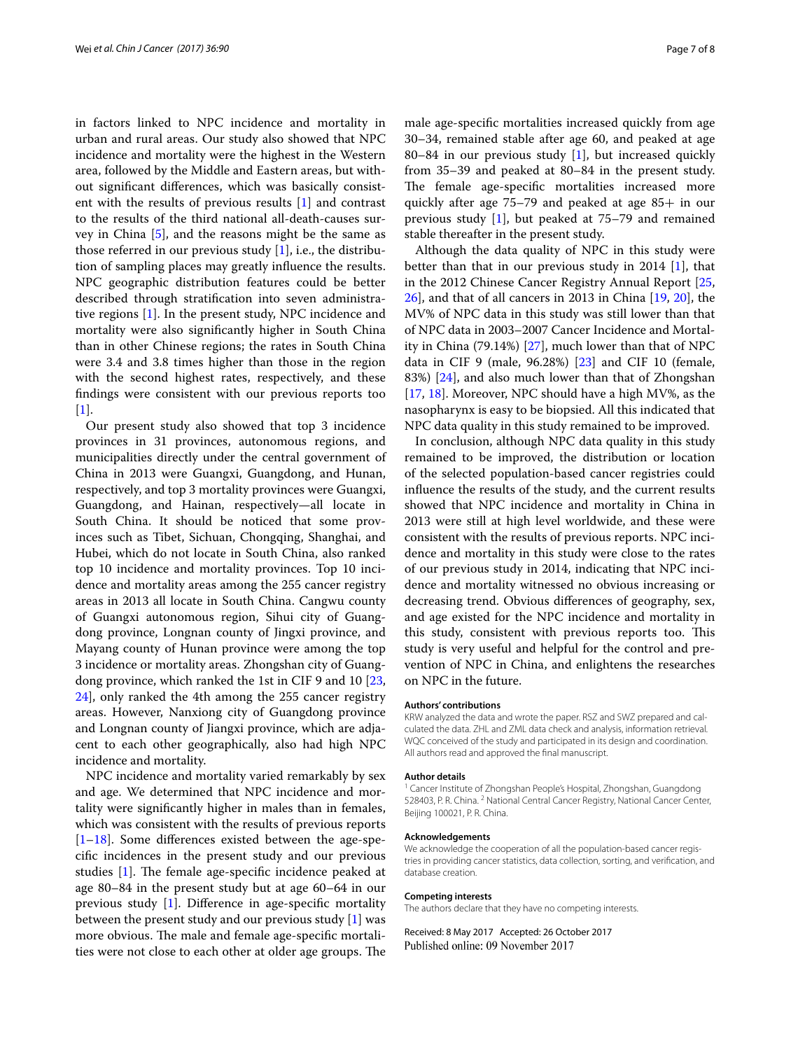in factors linked to NPC incidence and mortality in urban and rural areas. Our study also showed that NPC incidence and mortality were the highest in the Western area, followed by the Middle and Eastern areas, but without significant differences, which was basically consistent with the results of previous results [1] and contrast to the results of the third national all-death-causes survey in China [5], and the reasons might be the same as those referred in our previous study [1], i.e., the distribution of sampling places may greatly influence the results. NPC geographic distribution features could be better described through stratification into seven administrative regions [1]. In the present study, NPC incidence and mortality were also significantly higher in South China than in other Chinese regions; the rates in South China were 3.4 and 3.8 times higher than those in the region with the second highest rates, respectively, and these findings were consistent with our previous reports too [1].

Our present study also showed that top 3 incidence provinces in 31 provinces, autonomous regions, and municipalities directly under the central government of China in 2013 were Guangxi, Guangdong, and Hunan, respectively, and top 3 mortality provinces were Guangxi, Guangdong, and Hainan, respectively—all locate in South China. It should be noticed that some provinces such as Tibet, Sichuan, Chongqing, Shanghai, and Hubei, which do not locate in South China, also ranked top 10 incidence and mortality provinces. Top 10 incidence and mortality areas among the 255 cancer registry areas in 2013 all locate in South China. Cangwu county of Guangxi autonomous region, Sihui city of Guangdong province, Longnan county of Jingxi province, and Mayang county of Hunan province were among the top 3 incidence or mortality areas. Zhongshan city of Guangdong province, which ranked the 1st in CIF 9 and 10 [23, 24], only ranked the 4th among the 255 cancer registry areas. However, Nanxiong city of Guangdong province and Longnan county of Jiangxi province, which are adjacent to each other geographically, also had high NPC incidence and mortality.

NPC incidence and mortality varied remarkably by sex and age. We determined that NPC incidence and mortality were significantly higher in males than in females, which was consistent with the results of previous reports [1–18]. Some differences existed between the age-specific incidences in the present study and our previous studies [1]. The female age-specific incidence peaked at age 80–84 in the present study but at age 60–64 in our previous study [1]. Difference in age-specific mortality between the present study and our previous study [1] was more obvious. The male and female age-specific mortalities were not close to each other at older age groups. The male age-specific mortalities increased quickly from age 30–34, remained stable after age 60, and peaked at age 80–84 in our previous study [1], but increased quickly from 35–39 and peaked at 80–84 in the present study. The female age-specific mortalities increased more quickly after age 75–79 and peaked at age 85+ in our previous study [1], but peaked at 75–79 and remained stable thereafter in the present study.

Although the data quality of NPC in this study were better than that in our previous study in 2014 [1], that in the 2012 Chinese Cancer Registry Annual Report [25, 26], and that of all cancers in 2013 in China [19, 20], the MV% of NPC data in this study was still lower than that of NPC data in 2003–2007 Cancer Incidence and Mortality in China (79.14%) [27], much lower than that of NPC data in CIF 9 (male, 96.28%) [23] and CIF 10 (female, 83%) [24], and also much lower than that of Zhongshan [17, 18]. Moreover, NPC should have a high MV%, as the nasopharynx is easy to be biopsied. All this indicated that NPC data quality in this study remained to be improved.

In conclusion, although NPC data quality in this study remained to be improved, the distribution or location of the selected population-based cancer registries could influence the results of the study, and the current results showed that NPC incidence and mortality in China in 2013 were still at high level worldwide, and these were consistent with the results of previous reports. NPC incidence and mortality in this study were close to the rates of our previous study in 2014, indicating that NPC incidence and mortality witnessed no obvious increasing or decreasing trend. Obvious differences of geography, sex, and age existed for the NPC incidence and mortality in this study, consistent with previous reports too. This study is very useful and helpful for the control and prevention of NPC in China, and enlightens the researches on NPC in the future.

#### Authors' contributions

KRW analyzed the data and wrote the paper. RSZ and SWZ prepared and calculated the data. ZHL and ZML data check and analysis, information retrieval. WQC conceived of the study and participated in its design and coordination. All authors read and approved the final manuscript.

#### Author details

[1] Cancer Institute of Zhongshan People's Hospital, Zhongshan, Guangdong 528403, P. R. China. [2] National Central Cancer Registry, National Cancer Center, Beijing 100021, P. R. China.

#### Acknowledgements

We acknowledge the cooperation of all the population-based cancer registries in providing cancer statistics, data collection, sorting, and verification, and database creation.

#### Competing interests

The authors declare that they have no competing interests.

Received: 8 May 2017 Accepted: 26 October 2017
Published online: 09 November 2017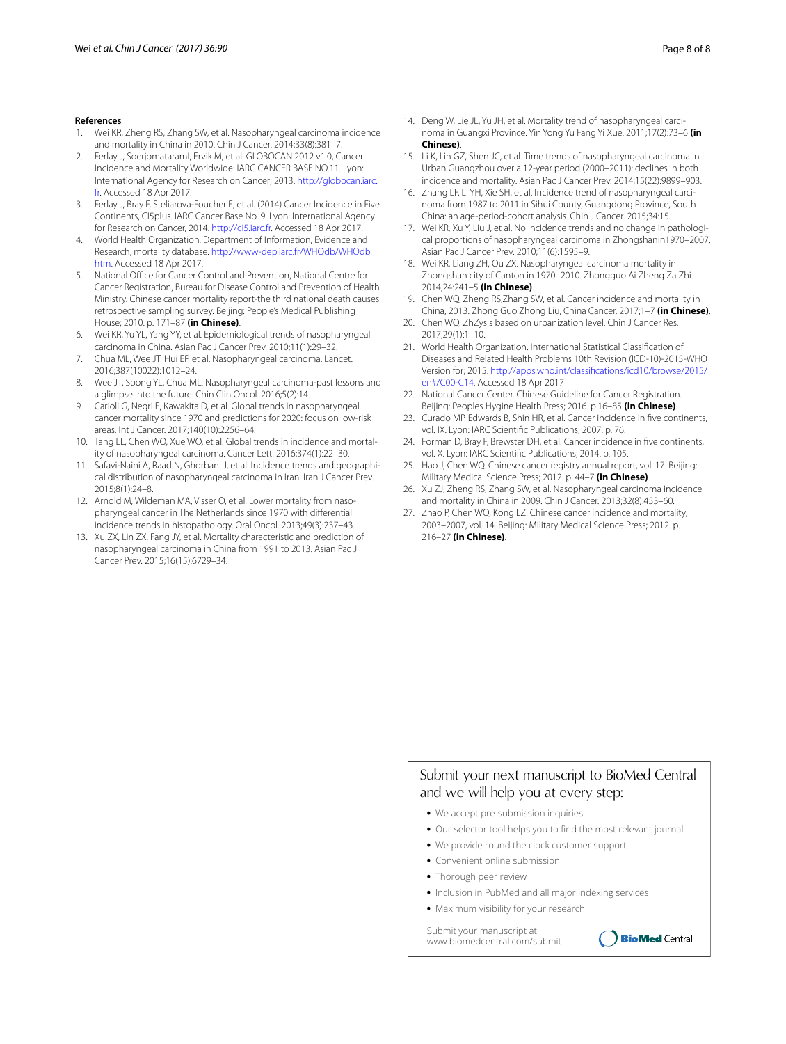## References

1. Wei KR, Zheng RS, Zhang SW, et al. Nasopharyngeal carcinoma incidence and mortality in China in 2010. Chin J Cancer. 2014;33(8):381–7.
2. Ferlay J, Soerjomataraml, Ervik M, et al. GLOBOCAN 2012 v1.0, Cancer Incidence and Mortality Worldwide: IARC CANCER BASE NO.11. Lyon: International Agency for Research on Cancer; 2013. http://globocan.iarc.fr. Accessed 18 Apr 2017.
3. Ferlay J, Bray F, Steliarova-Foucher E, et al. (2014) Cancer Incidence in Five Continents, CI5plus. IARC Cancer Base No. 9. Lyon: International Agency for Research on Cancer, 2014. http://ci5.iarc.fr. Accessed 18 Apr 2017.
4. World Health Organization, Department of Information, Evidence and Research, mortality database. http://www-dep.iarc.fr/WHOdb/WHOdb.htm. Accessed 18 Apr 2017.
5. National Office for Cancer Control and Prevention, National Centre for Cancer Registration, Bureau for Disease Control and Prevention of Health Ministry. Chinese cancer mortality report-the third national death causes retrospective sampling survey. Beijing: People's Medical Publishing House; 2010. p. 171–87 **(in Chinese)**.
6. Wei KR, Yu YL, Yang YY, et al. Epidemiological trends of nasopharyngeal carcinoma in China. Asian Pac J Cancer Prev. 2010;11(1):29–32.
7. Chua ML, Wee JT, Hui EP, et al. Nasopharyngeal carcinoma. Lancet. 2016;387(10022):1012–24.
8. Wee JT, Soong YL, Chua ML. Nasopharyngeal carcinoma-past lessons and a glimpse into the future. Chin Clin Oncol. 2016;5(2):14.
9. Carioli G, Negri E, Kawakita D, et al. Global trends in nasopharyngeal cancer mortality since 1970 and predictions for 2020: focus on low-risk areas. Int J Cancer. 2017;140(10):2256–64.
10. Tang LL, Chen WQ, Xue WQ, et al. Global trends in incidence and mortality of nasopharyngeal carcinoma. Cancer Lett. 2016;374(1):22–30.
11. Safavi-Naini A, Raad N, Ghorbani J, et al. Incidence trends and geographical distribution of nasopharyngeal carcinoma in Iran. Iran J Cancer Prev. 2015;8(1):24–8.
12. Arnold M, Wildeman MA, Visser O, et al. Lower mortality from nasopharyngeal cancer in The Netherlands since 1970 with differential incidence trends in histopathology. Oral Oncol. 2013;49(3):237–43.
13. Xu ZX, Lin ZX, Fang JY, et al. Mortality characteristic and prediction of nasopharyngeal carcinoma in China from 1991 to 2013. Asian Pac J Cancer Prev. 2015;16(15):6729–34.
14. Deng W, Lie JL, Yu JH, et al. Mortality trend of nasopharyngeal carcinoma in Guangxi Province. Yin Yong Yu Fang Yi Xue. 2011;17(2):73–6 **(in Chinese)**.
15. Li K, Lin GZ, Shen JC, et al. Time trends of nasopharyngeal carcinoma in Urban Guangzhou over a 12-year period (2000–2011): declines in both incidence and mortality. Asian Pac J Cancer Prev. 2014;15(22):9899–903.
16. Zhang LF, Li YH, Xie SH, et al. Incidence trend of nasopharyngeal carcinoma from 1987 to 2011 in Sihui County, Guangdong Province, South China: an age-period-cohort analysis. Chin J Cancer. 2015;34:15.
17. Wei KR, Xu Y, Liu J, et al. No incidence trends and no change in pathological proportions of nasopharyngeal carcinoma in Zhongshanin1970–2007. Asian Pac J Cancer Prev. 2010;11(6):1595–9.
18. Wei KR, Liang ZH, Ou ZX. Nasopharyngeal carcinoma mortality in Zhongshan city of Canton in 1970–2010. Zhongguo Ai Zheng Za Zhi. 2014;24:241–5 **(in Chinese)**.
19. Chen WQ, Zheng RS,Zhang SW, et al. Cancer incidence and mortality in China, 2013. Zhong Guo Zhong Liu, China Cancer. 2017;1–7 **(in Chinese)**.
20. Chen WQ. ZhZysis based on urbanization level. Chin J Cancer Res. 2017;29(1):1–10.
21. World Health Organization. International Statistical Classification of Diseases and Related Health Problems 10th Revision (ICD-10)-2015-WHO Version for; 2015. http://apps.who.int/classifications/icd10/browse/2015/en#/C00-C14. Accessed 18 Apr 2017
22. National Cancer Center. Chinese Guideline for Cancer Registration. Beijing: Peoples Hygine Health Press; 2016. p.16–85 **(in Chinese)**.
23. Curado MP, Edwards B, Shin HR, et al. Cancer incidence in five continents, vol. IX. Lyon: IARC Scientific Publications; 2007. p. 76.
24. Forman D, Bray F, Brewster DH, et al. Cancer incidence in five continents, vol. X. Lyon: IARC Scientific Publications; 2014. p. 105.
25. Hao J, Chen WQ. Chinese cancer registry annual report, vol. 17. Beijing: Military Medical Science Press; 2012. p. 44–7 **(in Chinese)**.
26. Xu ZJ, Zheng RS, Zhang SW, et al. Nasopharyngeal carcinoma incidence and mortality in China in 2009. Chin J Cancer. 2013;32(8):453–60.
27. Zhao P, Chen WQ, Kong LZ. Chinese cancer incidence and mortality, 2003–2007, vol. 14. Beijing: Military Medical Science Press; 2012. p. 216–27 **(in Chinese)**.

Submit your next manuscript to BioMed Central and we will help you at every step:

- We accept pre-submission inquiries
- Our selector tool helps you to find the most relevant journal
- We provide round the clock customer support
- Convenient online submission
- Thorough peer review
- Inclusion in PubMed and all major indexing services
- Maximum visibility for your research

Submit your manuscript at www.biomedcentral.com/submit

BioMed Central